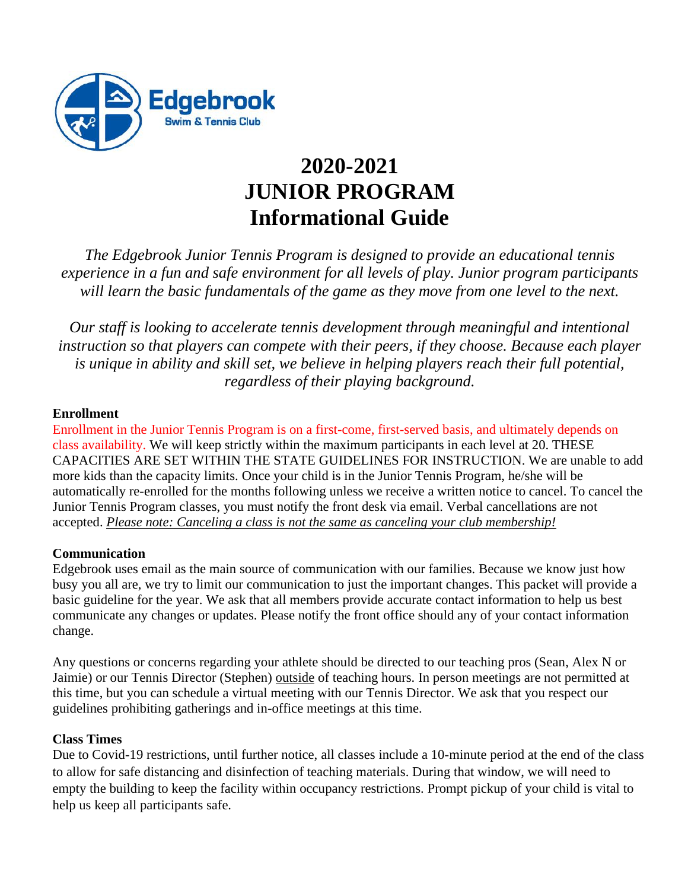Edgebrook

Swim & Tennis Club

# 2020-2021 JUNIOR PROGRAM Informational Guide

*The Edgebrook Junior Tennis Program is designed to provide an educational tennis experience in a fun and safe environment for all levels of play. Junior program participants will learn the basic fundamentals of the game as they move from one level to the next.*

*Our staff is looking to accelerate tennis development through meaningful and intentional instruction so that players can compete with their peers, if they choose. Because each player is unique in ability and skill set, we believe in helping players reach their full potential, regardless of their playing background.*

## Enrollment

Enrollment in the Junior Tennis Program is on a first-come, first-served basis, and ultimately depends on class availability. We will keep strictly within the maximum participants in each level at 20. THESE CAPACITIES ARE SET WITHIN THE STATE GUIDELINES FOR INSTRUCTION. We are unable to add more kids than the capacity limits. Once your child is in the Junior Tennis Program, he/she will be automatically re-enrolled for the months following unless we receive a written notice to cancel. To cancel the Junior Tennis Program classes, you must notify the front desk via email. Verbal cancellations are not accepted. *Please note: Canceling a class is not the same as canceling your club membership!*

## Communication

Edgebrook uses email as the main source of communication with our families. Because we know just how busy you all are, we try to limit our communication to just the important changes. This packet will provide a basic guideline for the year. We ask that all members provide accurate contact information to help us best communicate any changes or updates. Please notify the front office should any of your contact information change.

Any questions or concerns regarding your athlete should be directed to our teaching pros (Sean, Alex N or Jaimie) or our Tennis Director (Stephen) outside of teaching hours. In person meetings are not permitted at this time, but you can schedule a virtual meeting with our Tennis Director. We ask that you respect our guidelines prohibiting gatherings and in-office meetings at this time.

## Class Times

Due to Covid-19 restrictions, until further notice, all classes include a 10-minute period at the end of the class to allow for safe distancing and disinfection of teaching materials. During that window, we will need to empty the building to keep the facility within occupancy restrictions. Prompt pickup of your child is vital to help us keep all participants safe.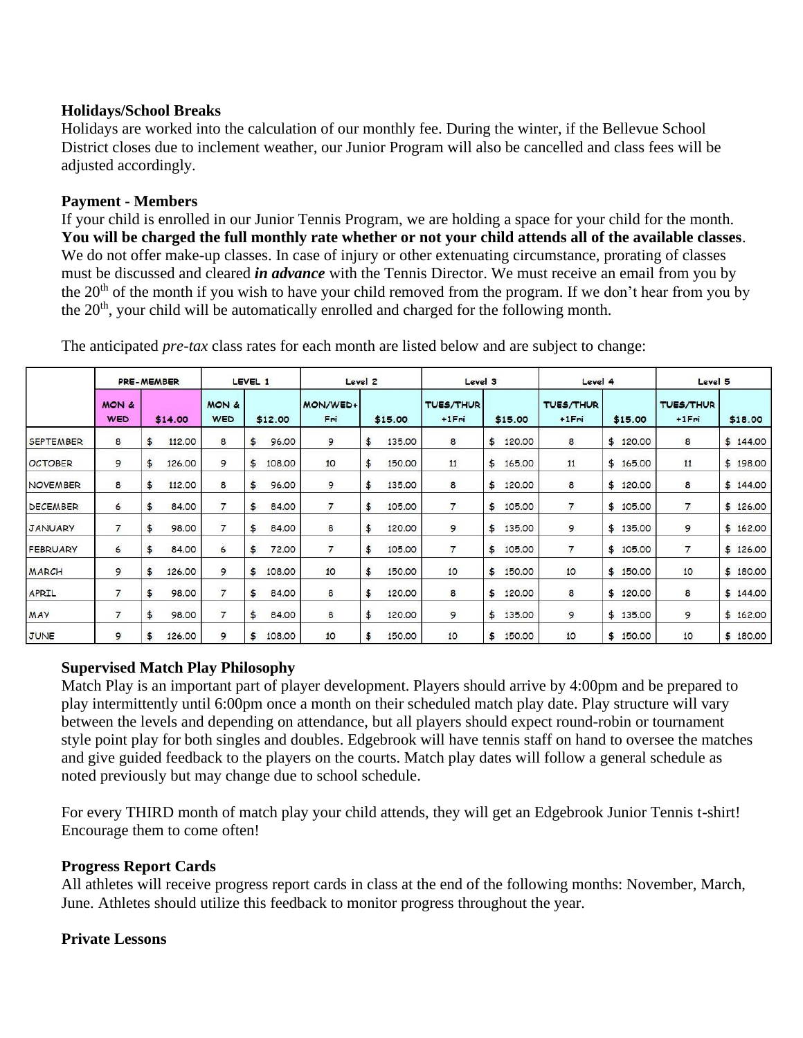**Holidays/School Breaks**

Holidays are worked into the calculation of our monthly fee. During the winter, if the Bellevue School District closes due to inclement weather, our Junior Program will also be cancelled and class fees will be adjusted accordingly.

**Payment - Members**

If your child is enrolled in our Junior Tennis Program, we are holding a space for your child for the month. **You will be charged the full monthly rate whether or not your child attends all of the available classes**. We do not offer make-up classes. In case of injury or other extenuating circumstance, prorating of classes must be discussed and cleared ***in advance*** with the Tennis Director. We must receive an email from you by the 20th of the month if you wish to have your child removed from the program. If we don't hear from you by the 20th, your child will be automatically enrolled and charged for the following month.

The anticipated *pre-tax* class rates for each month are listed below and are subject to change:

| | PRE-MEMBER | | LEVEL 1 | | Level 2 | | Level 3 | | Level 4 | | Level 5 | |
|---|---|---|---|---|---|---|---|---|---|---|---|---|
| | MON & WED | $14.00 | MON & WED | $12.00 | MON/WED+ Fri | $15.00 | TUES/THUR +1Fri | $15.00 | TUES/THUR +1Fri | $15.00 | TUES/THUR +1Fri | $18.00 |
| SEPTEMBER | 8 | $ 112.00 | 8 | $ 96.00 | 9 | $ 135.00 | 8 | $ 120.00 | 8 | $ 120.00 | 8 | $ 144.00 |
| OCTOBER | 9 | $ 126.00 | 9 | $ 108.00 | 10 | $ 150.00 | 11 | $ 165.00 | 11 | $ 165.00 | 11 | $ 198.00 |
| NOVEMBER | 8 | $ 112.00 | 8 | $ 96.00 | 9 | $ 135.00 | 8 | $ 120.00 | 8 | $ 120.00 | 8 | $ 144.00 |
| DECEMBER | 6 | $ 84.00 | 7 | $ 84.00 | 7 | $ 105.00 | 7 | $ 105.00 | 7 | $ 105.00 | 7 | $ 126.00 |
| JANUARY | 7 | $ 98.00 | 7 | $ 84.00 | 8 | $ 120.00 | 9 | $ 135.00 | 9 | $ 135.00 | 9 | $ 162.00 |
| FEBRUARY | 6 | $ 84.00 | 6 | $ 72.00 | 7 | $ 105.00 | 7 | $ 105.00 | 7 | $ 105.00 | 7 | $ 126.00 |
| MARCH | 9 | $ 126.00 | 9 | $ 108.00 | 10 | $ 150.00 | 10 | $ 150.00 | 10 | $ 150.00 | 10 | $ 180.00 |
| APRIL | 7 | $ 98.00 | 7 | $ 84.00 | 8 | $ 120.00 | 8 | $ 120.00 | 8 | $ 120.00 | 8 | $ 144.00 |
| MAY | 7 | $ 98.00 | 7 | $ 84.00 | 8 | $ 120.00 | 9 | $ 135.00 | 9 | $ 135.00 | 9 | $ 162.00 |
| JUNE | 9 | $ 126.00 | 9 | $ 108.00 | 10 | $ 150.00 | 10 | $ 150.00 | 10 | $ 150.00 | 10 | $ 180.00 |

**Supervised Match Play Philosophy**

Match Play is an important part of player development. Players should arrive by 4:00pm and be prepared to play intermittently until 6:00pm once a month on their scheduled match play date. Play structure will vary between the levels and depending on attendance, but all players should expect round-robin or tournament style point play for both singles and doubles. Edgebrook will have tennis staff on hand to oversee the matches and give guided feedback to the players on the courts. Match play dates will follow a general schedule as noted previously but may change due to school schedule.

For every THIRD month of match play your child attends, they will get an Edgebrook Junior Tennis t-shirt! Encourage them to come often!

**Progress Report Cards**

All athletes will receive progress report cards in class at the end of the following months: November, March, June. Athletes should utilize this feedback to monitor progress throughout the year.

**Private Lessons**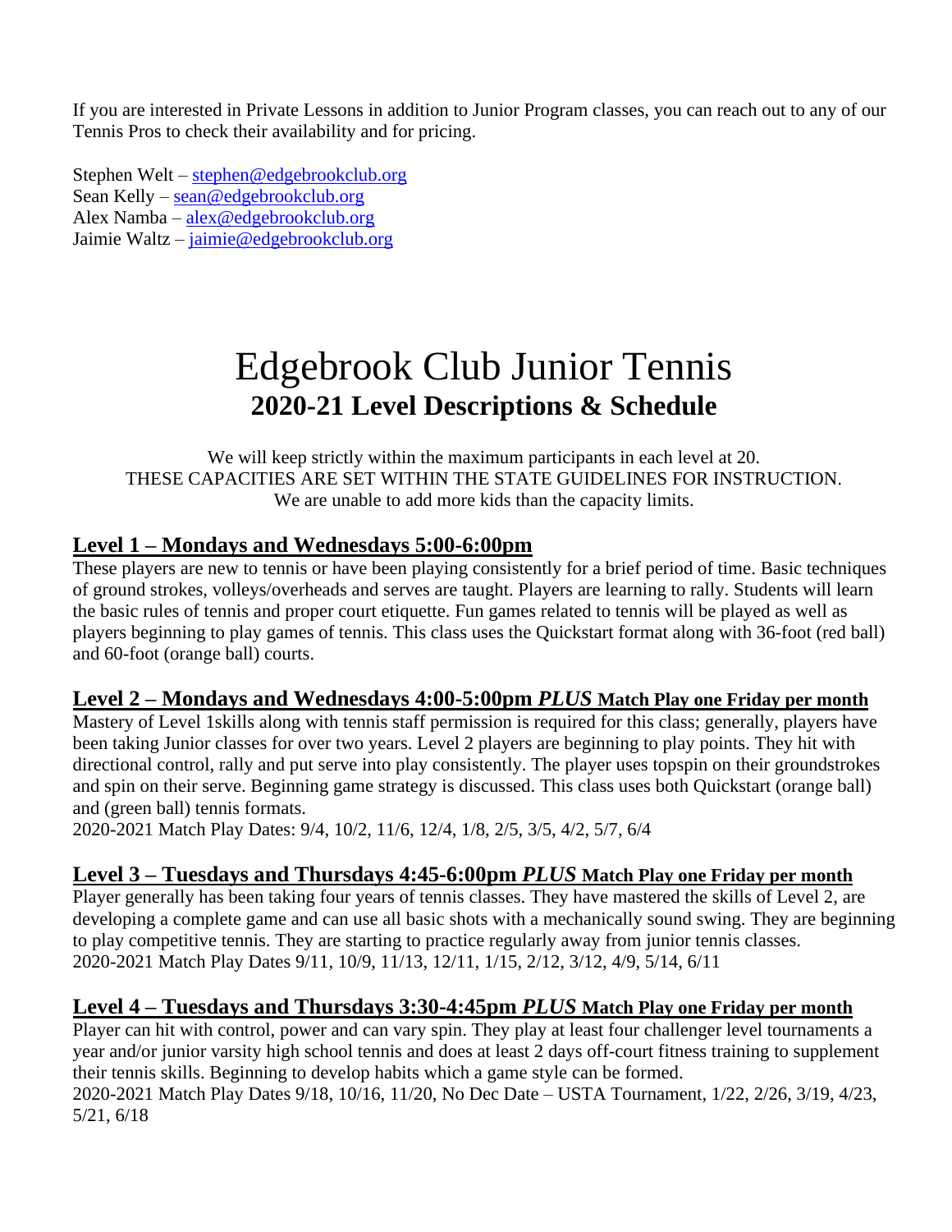If you are interested in Private Lessons in addition to Junior Program classes, you can reach out to any of our Tennis Pros to check their availability and for pricing.

Stephen Welt – stephen@edgebrookclub.org
Sean Kelly – sean@edgebrookclub.org
Alex Namba – alex@edgebrookclub.org
Jaimie Waltz – jaimie@edgebrookclub.org

# Edgebrook Club Junior Tennis

## 2020-21 Level Descriptions & Schedule

We will keep strictly within the maximum participants in each level at 20.
THESE CAPACITIES ARE SET WITHIN THE STATE GUIDELINES FOR INSTRUCTION.
We are unable to add more kids than the capacity limits.

### Level 1 – Mondays and Wednesdays 5:00-6:00pm

These players are new to tennis or have been playing consistently for a brief period of time. Basic techniques of ground strokes, volleys/overheads and serves are taught. Players are learning to rally. Students will learn the basic rules of tennis and proper court etiquette. Fun games related to tennis will be played as well as players beginning to play games of tennis. This class uses the Quickstart format along with 36-foot (red ball) and 60-foot (orange ball) courts.

### Level 2 – Mondays and Wednesdays 4:00-5:00pm *PLUS* Match Play one Friday per month

Mastery of Level 1skills along with tennis staff permission is required for this class; generally, players have been taking Junior classes for over two years. Level 2 players are beginning to play points. They hit with directional control, rally and put serve into play consistently. The player uses topspin on their groundstrokes and spin on their serve. Beginning game strategy is discussed. This class uses both Quickstart (orange ball) and (green ball) tennis formats.
2020-2021 Match Play Dates: 9/4, 10/2, 11/6, 12/4, 1/8, 2/5, 3/5, 4/2, 5/7, 6/4

### Level 3 – Tuesdays and Thursdays 4:45-6:00pm *PLUS* Match Play one Friday per month

Player generally has been taking four years of tennis classes. They have mastered the skills of Level 2, are developing a complete game and can use all basic shots with a mechanically sound swing. They are beginning to play competitive tennis. They are starting to practice regularly away from junior tennis classes.
2020-2021 Match Play Dates 9/11, 10/9, 11/13, 12/11, 1/15, 2/12, 3/12, 4/9, 5/14, 6/11

### Level 4 – Tuesdays and Thursdays 3:30-4:45pm *PLUS* Match Play one Friday per month

Player can hit with control, power and can vary spin. They play at least four challenger level tournaments a year and/or junior varsity high school tennis and does at least 2 days off-court fitness training to supplement their tennis skills. Beginning to develop habits which a game style can be formed.
2020-2021 Match Play Dates 9/18, 10/16, 11/20, No Dec Date – USTA Tournament, 1/22, 2/26, 3/19, 4/23, 5/21, 6/18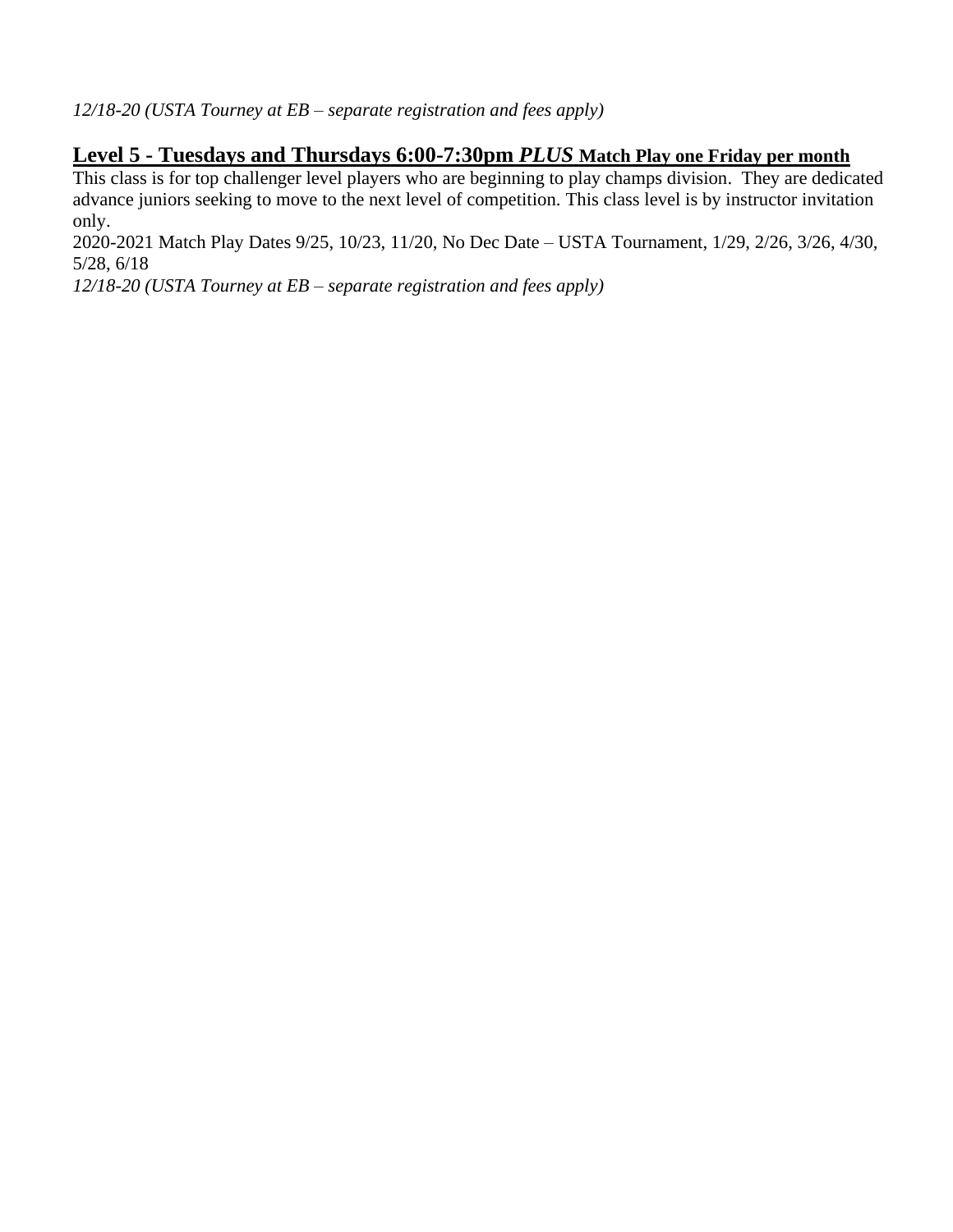*12/18-20 (USTA Tourney at EB – separate registration and fees apply)*

## Level 5 - Tuesdays and Thursdays 6:00-7:30pm *PLUS* Match Play one Friday per month

This class is for top challenger level players who are beginning to play champs division. They are dedicated advance juniors seeking to move to the next level of competition. This class level is by instructor invitation only.

2020-2021 Match Play Dates 9/25, 10/23, 11/20, No Dec Date – USTA Tournament, 1/29, 2/26, 3/26, 4/30, 5/28, 6/18

*12/18-20 (USTA Tourney at EB – separate registration and fees apply)*